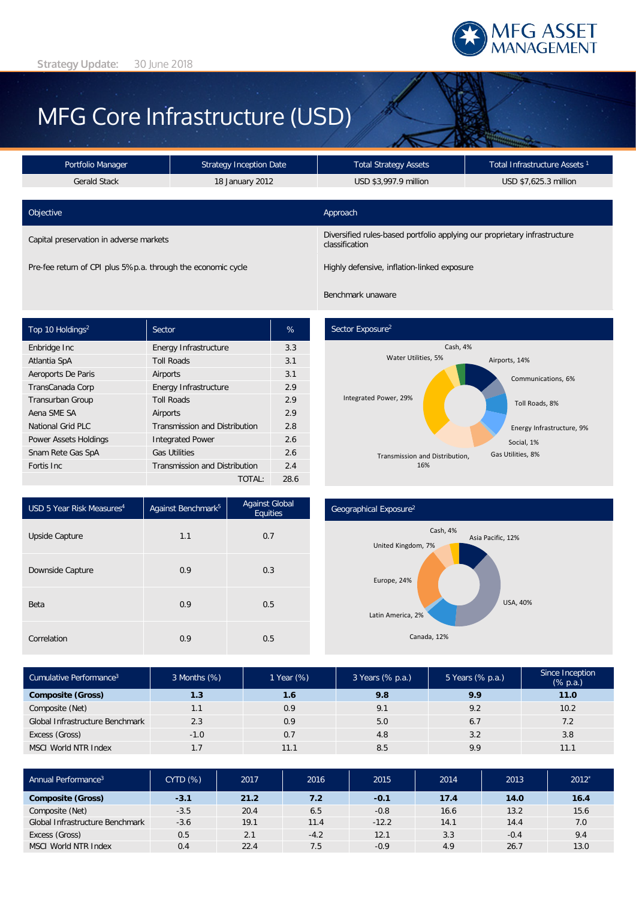Strategy Update: 30 June 2018

# MFG Core Infrastructure (USD)

| Portfolio Manager | Strategy Inception Date | Total Strategy Assets | Total Infrastructure Assets [1] |
|---|---|---|---|
| Gerald Stack | 18 January 2012 | USD $3,997.9 million | USD $7,625.3 million |

| Objective | Approach |
|---|---|
| Capital preservation in adverse markets | Diversified rules-based portfolio applying our proprietary infrastructure classification |
| Pre-fee return of CPI plus 5% p.a. through the economic cycle | Highly defensive, inflation-linked exposure |
| | Benchmark unaware |

| Top 10 Holdings[2] | Sector | % |
|---|---|---|
| Enbridge Inc | Energy Infrastructure | 3.3 |
| Atlantia SpA | Toll Roads | 3.1 |
| Aeroports De Paris | Airports | 3.1 |
| TransCanada Corp | Energy Infrastructure | 2.9 |
| Transurban Group | Toll Roads | 2.9 |
| Aena SME SA | Airports | 2.9 |
| National Grid PLC | Transmission and Distribution | 2.8 |
| Power Assets Holdings | Integrated Power | 2.6 |
| Snam Rete Gas SpA | Gas Utilities | 2.6 |
| Fortis Inc | Transmission and Distribution | 2.4 |
| | TOTAL: | 28.6 |

## Sector Exposure[2]

Cash, 4%; Airports, 14%; Communications, 6%; Toll Roads, 8%; Energy Infrastructure, 9%; Social, 1%; Gas Utilities, 8%; Transmission and Distribution, 16%; Integrated Power, 29%; Water Utilities, 5%

| USD 5 Year Risk Measures[4] | Against Benchmark[5] | Against Global Equities |
|---|---|---|
| Upside Capture | 1.1 | 0.7 |
| Downside Capture | 0.9 | 0.3 |
| Beta | 0.9 | 0.5 |
| Correlation | 0.9 | 0.5 |

## Geographical Exposure[2]

Cash, 4%; Asia Pacific, 12%; USA, 40%; Canada, 12%; Latin America, 2%; Europe, 24%; United Kingdom, 7%

| Cumulative Performance[3] | 3 Months (%) | 1 Year (%) | 3 Years (% p.a.) | 5 Years (% p.a.) | Since Inception (% p.a.) |
|---|---|---|---|---|---|
| **Composite (Gross)** | **1.3** | **1.6** | **9.8** | **9.9** | **11.0** |
| Composite (Net) | 1.1 | 0.9 | 9.1 | 9.2 | 10.2 |
| Global Infrastructure Benchmark | 2.3 | 0.9 | 5.0 | 6.7 | 7.2 |
| Excess (Gross) | -1.0 | 0.7 | 4.8 | 3.2 | 3.8 |
| MSCI World NTR Index | 1.7 | 11.1 | 8.5 | 9.9 | 11.1 |

| Annual Performance[3] | CYTD (%) | 2017 | 2016 | 2015 | 2014 | 2013 | 2012* |
|---|---|---|---|---|---|---|---|
| **Composite (Gross)** | **-3.1** | **21.2** | **7.2** | **-0.1** | **17.4** | **14.0** | **16.4** |
| Composite (Net) | -3.5 | 20.4 | 6.5 | -0.8 | 16.6 | 13.2 | 15.6 |
| Global Infrastructure Benchmark | -3.6 | 19.1 | 11.4 | -12.2 | 14.1 | 14.4 | 7.0 |
| Excess (Gross) | 0.5 | 2.1 | -4.2 | 12.1 | 3.3 | -0.4 | 9.4 |
| MSCI World NTR Index | 0.4 | 22.4 | 7.5 | -0.9 | 4.9 | 26.7 | 13.0 |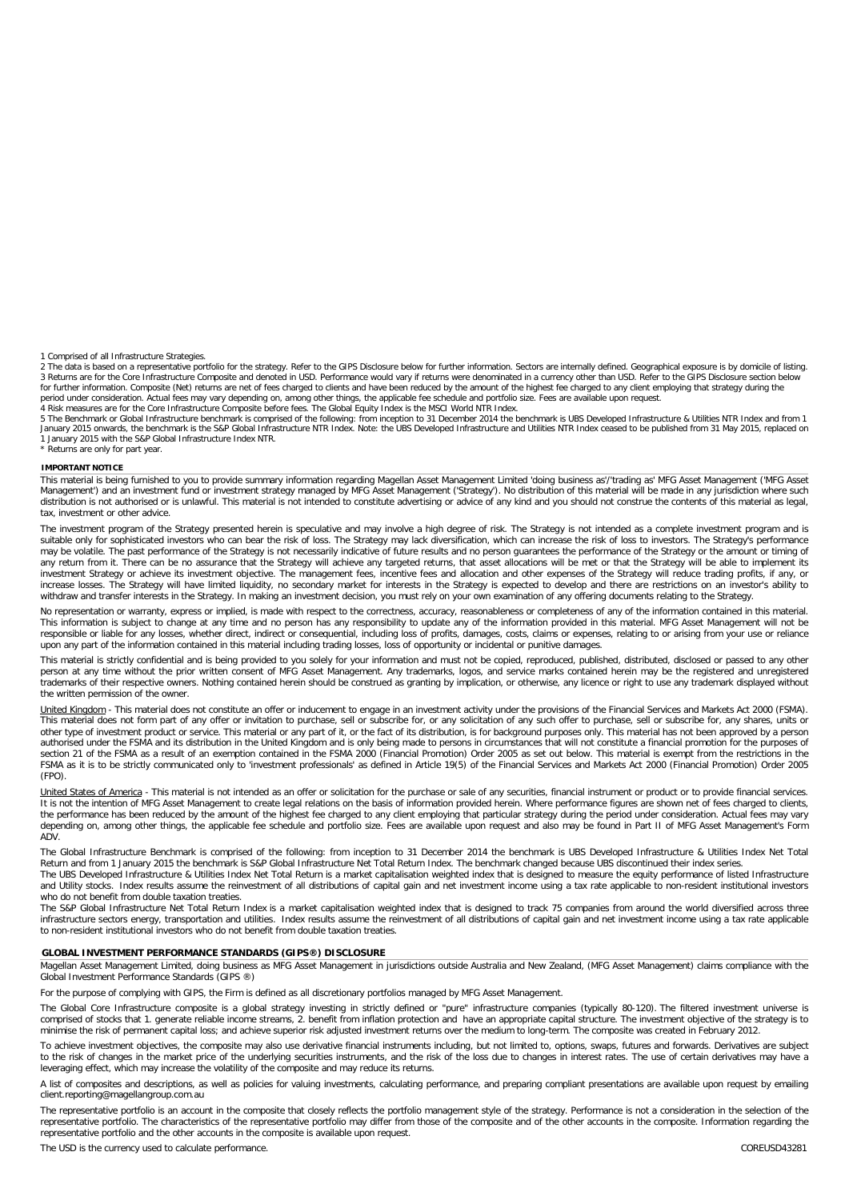1 Comprised of all Infrastructure Strategies.
2 The data is based on a representative portfolio for the strategy. Refer to the GIPS Disclosure below for further information. Sectors are internally defined. Geographical exposure is by domicile of listing.
3 Returns are for the Core Infrastructure Composite and denoted in USD. Performance would vary if returns were denominated in a currency other than USD. Refer to the GIPS Disclosure section below for further information. Composite (Net) returns are net of fees charged to clients and have been reduced by the amount of the highest fee charged to any client employing that strategy during the period under consideration. Actual fees may vary depending on, among other things, the applicable fee schedule and portfolio size. Fees are available upon request.
4 Risk measures are for the Core Infrastructure Composite before fees. The Global Equity Index is the MSCI World NTR Index.
5 The Benchmark or Global Infrastructure benchmark is comprised of the following: from inception to 31 December 2014 the benchmark is UBS Developed Infrastructure & Utilities NTR Index and from 1 January 2015 onwards, the benchmark is the S&P Global Infrastructure NTR Index. Note: the UBS Developed Infrastructure and Utilities NTR Index ceased to be published from 31 May 2015, replaced on 1 January 2015 with the S&P Global Infrastructure Index NTR.
* Returns are only for part year.

**IMPORTANT NOTICE**

This material is being furnished to you to provide summary information regarding Magellan Asset Management Limited 'doing business as'/'trading as' MFG Asset Management ('MFG Asset Management') and an investment fund or investment strategy managed by MFG Asset Management ('Strategy'). No distribution of this material will be made in any jurisdiction where such distribution is not authorised or is unlawful. This material is not intended to constitute advertising or advice of any kind and you should not construe the contents of this material as legal, tax, investment or other advice.

The investment program of the Strategy presented herein is speculative and may involve a high degree of risk. The Strategy is not intended as a complete investment program and is suitable only for sophisticated investors who can bear the risk of loss. The Strategy may lack diversification, which can increase the risk of loss to investors. The Strategy's performance may be volatile. The past performance of the Strategy is not necessarily indicative of future results and no person guarantees the performance of the Strategy or the amount or timing of any return from it. There can be no assurance that the Strategy will achieve any targeted returns, that asset allocations will be met or that the Strategy will be able to implement its investment Strategy or achieve its investment objective. The management fees, incentive fees and allocation and other expenses of the Strategy will reduce trading profits, if any, or increase losses. The Strategy will have limited liquidity, no secondary market for interests in the Strategy is expected to develop and there are restrictions on an investor's ability to withdraw and transfer interests in the Strategy. In making an investment decision, you must rely on your own examination of any offering documents relating to the Strategy.

No representation or warranty, express or implied, is made with respect to the correctness, accuracy, reasonableness or completeness of any of the information contained in this material. This information is subject to change at any time and no person has any responsibility to update any of the information provided in this material. MFG Asset Management will not be responsible or liable for any losses, whether direct, indirect or consequential, including loss of profits, damages, costs, claims or expenses, relating to or arising from your use or reliance upon any part of the information contained in this material including trading losses, loss of opportunity or incidental or punitive damages.

This material is strictly confidential and is being provided to you solely for your information and must not be copied, reproduced, published, distributed, disclosed or passed to any other person at any time without the prior written consent of MFG Asset Management. Any trademarks, logos, and service marks contained herein may be the registered and unregistered trademarks of their respective owners. Nothing contained herein should be construed as granting by implication, or otherwise, any licence or right to use any trademark displayed without the written permission of the owner.

United Kingdom - This material does not constitute an offer or inducement to engage in an investment activity under the provisions of the Financial Services and Markets Act 2000 (FSMA). This material does not form part of any offer or invitation to purchase, sell or subscribe for, or any solicitation of any such offer to purchase, sell or subscribe for, any shares, units or other type of investment product or service. This material or any part of it, or the fact of its distribution, is for background purposes only. This material has not been approved by a person authorised under the FSMA and its distribution in the United Kingdom and is only being made to persons in circumstances that will not constitute a financial promotion for the purposes of section 21 of the FSMA as a result of an exemption contained in the FSMA 2000 (Financial Promotion) Order 2005 as set out below. This material is exempt from the restrictions in the FSMA as it is to be strictly communicated only to 'investment professionals' as defined in Article 19(5) of the Financial Services and Markets Act 2000 (Financial Promotion) Order 2005 (FPO).

United States of America - This material is not intended as an offer or solicitation for the purchase or sale of any securities, financial instrument or product or to provide financial services. It is not the intention of MFG Asset Management to create legal relations on the basis of information provided herein. Where performance figures are shown net of fees charged to clients, the performance has been reduced by the amount of the highest fee charged to any client employing that particular strategy during the period under consideration. Actual fees may vary depending on, among other things, the applicable fee schedule and portfolio size. Fees are available upon request and also may be found in Part II of MFG Asset Management's Form ADV.

The Global Infrastructure Benchmark is comprised of the following: from inception to 31 December 2014 the benchmark is UBS Developed Infrastructure & Utilities Index Net Total Return and from 1 January 2015 the benchmark is S&P Global Infrastructure Net Total Return Index. The benchmark changed because UBS discontinued their index series.
The UBS Developed Infrastructure & Utilities Index Net Total Return is a market capitalisation weighted index that is designed to measure the equity performance of listed Infrastructure and Utility stocks. Index results assume the reinvestment of all distributions of capital gain and net investment income using a tax rate applicable to non-resident institutional investors who do not benefit from double taxation treaties.
The S&P Global Infrastructure Net Total Return Index is a market capitalisation weighted index that is designed to track 75 companies from around the world diversified across three infrastructure sectors energy, transportation and utilities. Index results assume the reinvestment of all distributions of capital gain and net investment income using a tax rate applicable to non-resident institutional investors who do not benefit from double taxation treaties.

**GLOBAL INVESTMENT PERFORMANCE STANDARDS (GIPS®) DISCLOSURE**

Magellan Asset Management Limited, doing business as MFG Asset Management in jurisdictions outside Australia and New Zealand, (MFG Asset Management) claims compliance with the Global Investment Performance Standards (GIPS ®)

For the purpose of complying with GIPS, the Firm is defined as all discretionary portfolios managed by MFG Asset Management.

The Global Core Infrastructure composite is a global strategy investing in strictly defined or "pure" infrastructure companies (typically 80-120). The filtered investment universe is comprised of stocks that 1. generate reliable income streams, 2. benefit from inflation protection and have an appropriate capital structure. The investment objective of the strategy is to minimise the risk of permanent capital loss; and achieve superior risk adjusted investment returns over the medium to long-term. The composite was created in February 2012.

To achieve investment objectives, the composite may also use derivative financial instruments including, but not limited to, options, swaps, futures and forwards. Derivatives are subject to the risk of changes in the market price of the underlying securities instruments, and the risk of the loss due to changes in interest rates. The use of certain derivatives may have a leveraging effect, which may increase the volatility of the composite and may reduce its returns.

A list of composites and descriptions, as well as policies for valuing investments, calculating performance, and preparing compliant presentations are available upon request by emailing client.reporting@magellangroup.com.au

The representative portfolio is an account in the composite that closely reflects the portfolio management style of the strategy. Performance is not a consideration in the selection of the representative portfolio. The characteristics of the representative portfolio may differ from those of the composite and of the other accounts in the composite. Information regarding the representative portfolio and the other accounts in the composite is available upon request.

The USD is the currency used to calculate performance.

COREUSD43281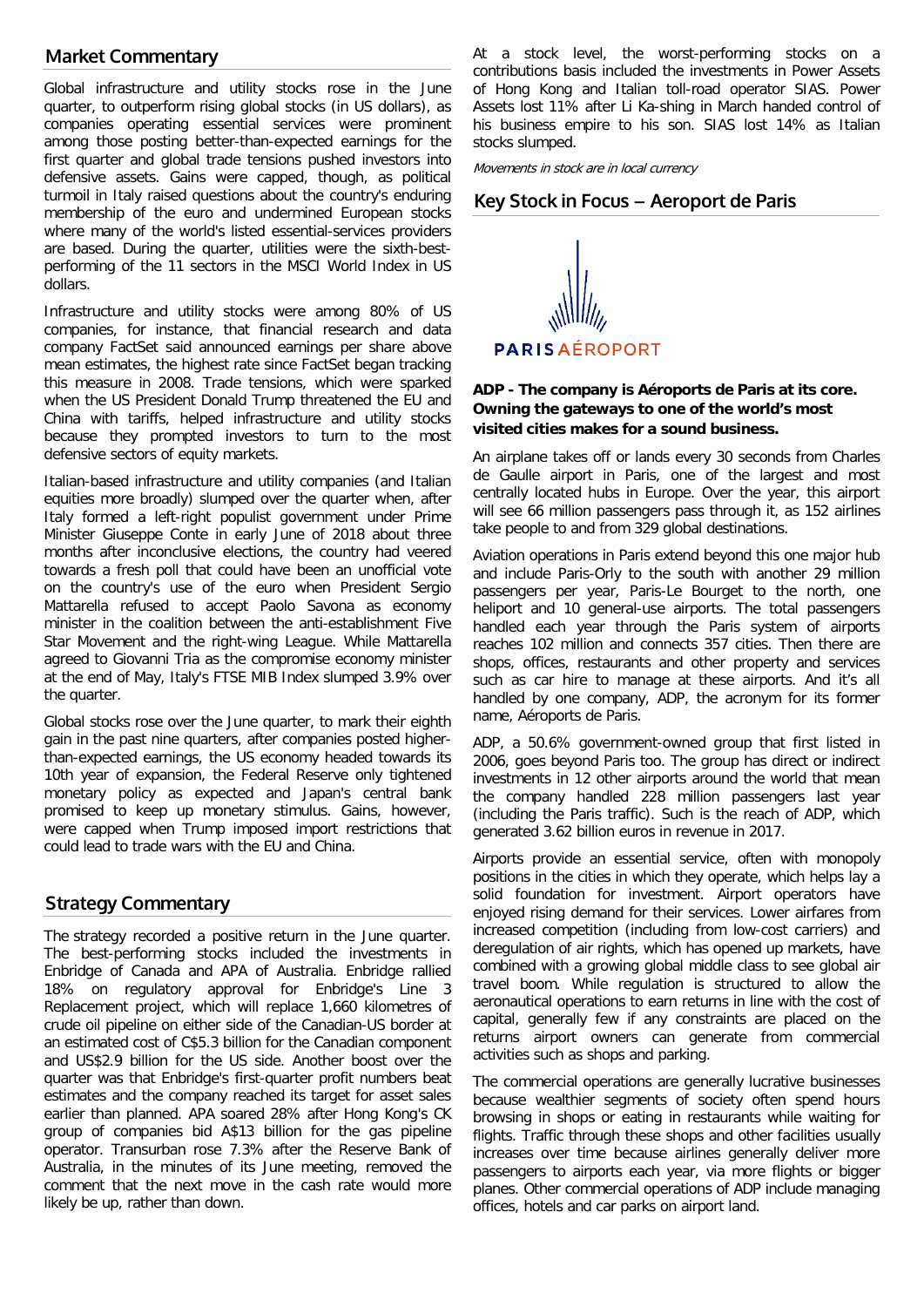## Market Commentary

Global infrastructure and utility stocks rose in the June quarter, to outperform rising global stocks (in US dollars), as companies operating essential services were prominent among those posting better-than-expected earnings for the first quarter and global trade tensions pushed investors into defensive assets. Gains were capped, though, as political turmoil in Italy raised questions about the country's enduring membership of the euro and undermined European stocks where many of the world's listed essential-services providers are based. During the quarter, utilities were the sixth-best-performing of the 11 sectors in the MSCI World Index in US dollars.

Infrastructure and utility stocks were among 80% of US companies, for instance, that financial research and data company FactSet said announced earnings per share above mean estimates, the highest rate since FactSet began tracking this measure in 2008. Trade tensions, which were sparked when the US President Donald Trump threatened the EU and China with tariffs, helped infrastructure and utility stocks because they prompted investors to turn to the most defensive sectors of equity markets.

Italian-based infrastructure and utility companies (and Italian equities more broadly) slumped over the quarter when, after Italy formed a left-right populist government under Prime Minister Giuseppe Conte in early June of 2018 about three months after inconclusive elections, the country had veered towards a fresh poll that could have been an unofficial vote on the country's use of the euro when President Sergio Mattarella refused to accept Paolo Savona as economy minister in the coalition between the anti-establishment Five Star Movement and the right-wing League. While Mattarella agreed to Giovanni Tria as the compromise economy minister at the end of May, Italy's FTSE MIB Index slumped 3.9% over the quarter.

Global stocks rose over the June quarter, to mark their eighth gain in the past nine quarters, after companies posted higher-than-expected earnings, the US economy headed towards its 10th year of expansion, the Federal Reserve only tightened monetary policy as expected and Japan's central bank promised to keep up monetary stimulus. Gains, however, were capped when Trump imposed import restrictions that could lead to trade wars with the EU and China.

## Strategy Commentary

The strategy recorded a positive return in the June quarter. The best-performing stocks included the investments in Enbridge of Canada and APA of Australia. Enbridge rallied 18% on regulatory approval for Enbridge's Line 3 Replacement project, which will replace 1,660 kilometres of crude oil pipeline on either side of the Canadian-US border at an estimated cost of C$5.3 billion for the Canadian component and US$2.9 billion for the US side. Another boost over the quarter was that Enbridge's first-quarter profit numbers beat estimates and the company reached its target for asset sales earlier than planned. APA soared 28% after Hong Kong's CK group of companies bid A$13 billion for the gas pipeline operator. Transurban rose 7.3% after the Reserve Bank of Australia, in the minutes of its June meeting, removed the comment that the next move in the cash rate would more likely be up, rather than down.

At a stock level, the worst-performing stocks on a contributions basis included the investments in Power Assets of Hong Kong and Italian toll-road operator SIAS. Power Assets lost 11% after Li Ka-shing in March handed control of his business empire to his son. SIAS lost 14% as Italian stocks slumped.

*Movements in stock are in local currency*

## Key Stock in Focus – Aeroport de Paris

PARIS AÉROPORT

**ADP - The company is Aéroports de Paris at its core. Owning the gateways to one of the world's most visited cities makes for a sound business.**

An airplane takes off or lands every 30 seconds from Charles de Gaulle airport in Paris, one of the largest and most centrally located hubs in Europe. Over the year, this airport will see 66 million passengers pass through it, as 152 airlines take people to and from 329 global destinations.

Aviation operations in Paris extend beyond this one major hub and include Paris-Orly to the south with another 29 million passengers per year, Paris-Le Bourget to the north, one heliport and 10 general-use airports. The total passengers handled each year through the Paris system of airports reaches 102 million and connects 357 cities. Then there are shops, offices, restaurants and other property and services such as car hire to manage at these airports. And it's all handled by one company, ADP, the acronym for its former name, Aéroports de Paris.

ADP, a 50.6% government-owned group that first listed in 2006, goes beyond Paris too. The group has direct or indirect investments in 12 other airports around the world that mean the company handled 228 million passengers last year (including the Paris traffic). Such is the reach of ADP, which generated 3.62 billion euros in revenue in 2017.

Airports provide an essential service, often with monopoly positions in the cities in which they operate, which helps lay a solid foundation for investment. Airport operators have enjoyed rising demand for their services. Lower airfares from increased competition (including from low-cost carriers) and deregulation of air rights, which has opened up markets, have combined with a growing global middle class to see global air travel boom. While regulation is structured to allow the aeronautical operations to earn returns in line with the cost of capital, generally few if any constraints are placed on the returns airport owners can generate from commercial activities such as shops and parking.

The commercial operations are generally lucrative businesses because wealthier segments of society often spend hours browsing in shops or eating in restaurants while waiting for flights. Traffic through these shops and other facilities usually increases over time because airlines generally deliver more passengers to airports each year, via more flights or bigger planes. Other commercial operations of ADP include managing offices, hotels and car parks on airport land.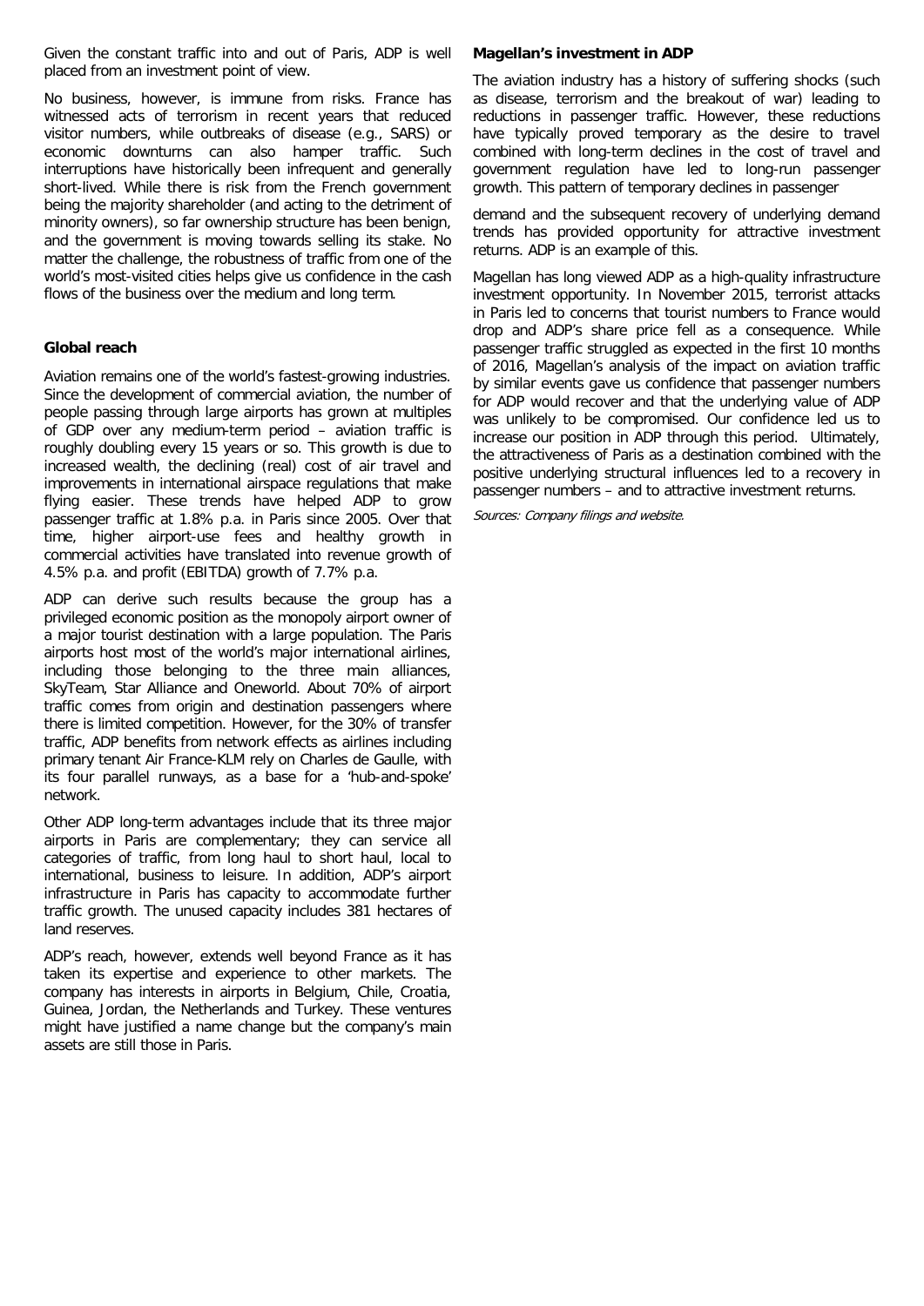Given the constant traffic into and out of Paris, ADP is well placed from an investment point of view.

No business, however, is immune from risks. France has witnessed acts of terrorism in recent years that reduced visitor numbers, while outbreaks of disease (e.g., SARS) or economic downturns can also hamper traffic. Such interruptions have historically been infrequent and generally short-lived. While there is risk from the French government being the majority shareholder (and acting to the detriment of minority owners), so far ownership structure has been benign, and the government is moving towards selling its stake. No matter the challenge, the robustness of traffic from one of the world's most-visited cities helps give us confidence in the cash flows of the business over the medium and long term.

**Global reach**

Aviation remains one of the world's fastest-growing industries. Since the development of commercial aviation, the number of people passing through large airports has grown at multiples of GDP over any medium-term period – aviation traffic is roughly doubling every 15 years or so. This growth is due to increased wealth, the declining (real) cost of air travel and improvements in international airspace regulations that make flying easier. These trends have helped ADP to grow passenger traffic at 1.8% p.a. in Paris since 2005. Over that time, higher airport-use fees and healthy growth in commercial activities have translated into revenue growth of 4.5% p.a. and profit (EBITDA) growth of 7.7% p.a.

ADP can derive such results because the group has a privileged economic position as the monopoly airport owner of a major tourist destination with a large population. The Paris airports host most of the world's major international airlines, including those belonging to the three main alliances, SkyTeam, Star Alliance and Oneworld. About 70% of airport traffic comes from origin and destination passengers where there is limited competition. However, for the 30% of transfer traffic, ADP benefits from network effects as airlines including primary tenant Air France-KLM rely on Charles de Gaulle, with its four parallel runways, as a base for a 'hub-and-spoke' network.

Other ADP long-term advantages include that its three major airports in Paris are complementary; they can service all categories of traffic, from long haul to short haul, local to international, business to leisure. In addition, ADP's airport infrastructure in Paris has capacity to accommodate further traffic growth. The unused capacity includes 381 hectares of land reserves.

ADP's reach, however, extends well beyond France as it has taken its expertise and experience to other markets. The company has interests in airports in Belgium, Chile, Croatia, Guinea, Jordan, the Netherlands and Turkey. These ventures might have justified a name change but the company's main assets are still those in Paris.

**Magellan's investment in ADP**

The aviation industry has a history of suffering shocks (such as disease, terrorism and the breakout of war) leading to reductions in passenger traffic. However, these reductions have typically proved temporary as the desire to travel combined with long-term declines in the cost of travel and government regulation have led to long-run passenger growth. This pattern of temporary declines in passenger demand and the subsequent recovery of underlying demand trends has provided opportunity for attractive investment returns. ADP is an example of this.

Magellan has long viewed ADP as a high-quality infrastructure investment opportunity. In November 2015, terrorist attacks in Paris led to concerns that tourist numbers to France would drop and ADP's share price fell as a consequence. While passenger traffic struggled as expected in the first 10 months of 2016, Magellan's analysis of the impact on aviation traffic by similar events gave us confidence that passenger numbers for ADP would recover and that the underlying value of ADP was unlikely to be compromised. Our confidence led us to increase our position in ADP through this period. Ultimately, the attractiveness of Paris as a destination combined with the positive underlying structural influences led to a recovery in passenger numbers – and to attractive investment returns.

*Sources: Company filings and website.*